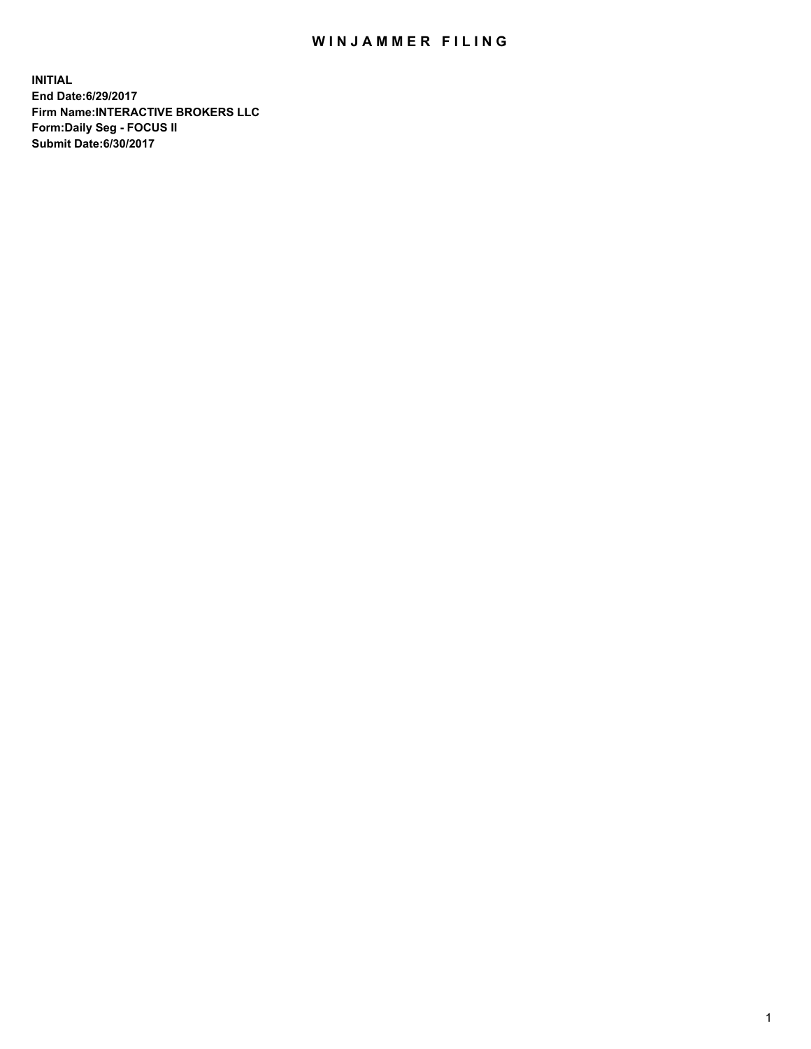# WINJAMMER FILING

**INITIAL**
**End Date:6/29/2017**
**Firm Name:INTERACTIVE BROKERS LLC**
**Form:Daily Seg - FOCUS II**
**Submit Date:6/30/2017**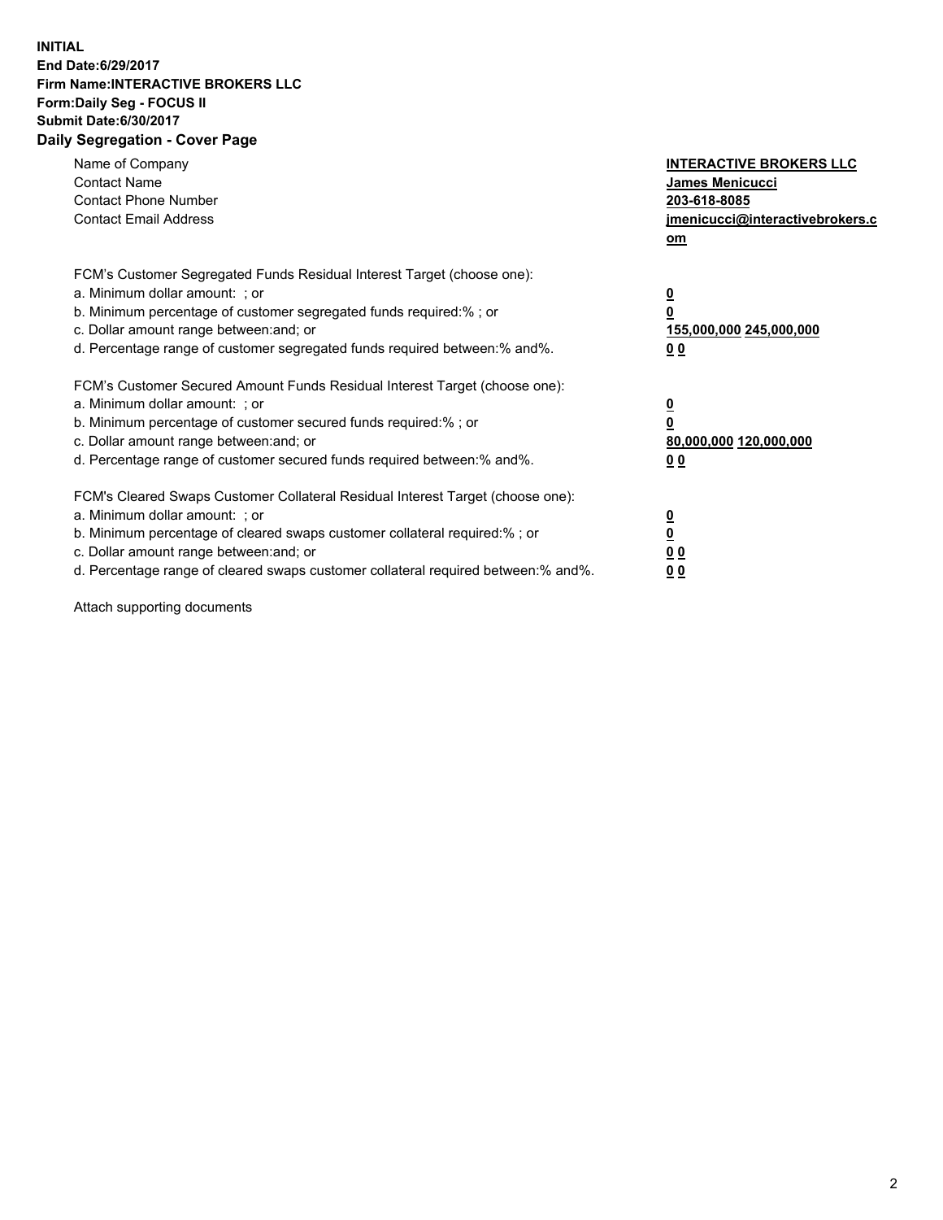**INITIAL**
**End Date:6/29/2017**
**Firm Name:INTERACTIVE BROKERS LLC**
**Form:Daily Seg - FOCUS II**
**Submit Date:6/30/2017**
**Daily Segregation - Cover Page**

| | |
|---|---|
| Name of Company | **INTERACTIVE BROKERS LLC** |
| Contact Name | **James Menicucci** |
| Contact Phone Number | **203-618-8085** |
| Contact Email Address | **jmenicucci@interactivebrokers.com** |

FCM's Customer Segregated Funds Residual Interest Target (choose one):

| | |
|---|---|
| a. Minimum dollar amount: ; or | **0** |
| b. Minimum percentage of customer segregated funds required:% ; or | **0** |
| c. Dollar amount range between:and; or | **155,000,000 245,000,000** |
| d. Percentage range of customer segregated funds required between:% and%. | **0 0** |

FCM's Customer Secured Amount Funds Residual Interest Target (choose one):

| | |
|---|---|
| a. Minimum dollar amount: ; or | **0** |
| b. Minimum percentage of customer secured funds required:% ; or | **0** |
| c. Dollar amount range between:and; or | **80,000,000 120,000,000** |
| d. Percentage range of customer secured funds required between:% and%. | **0 0** |

FCM's Cleared Swaps Customer Collateral Residual Interest Target (choose one):

| | |
|---|---|
| a. Minimum dollar amount: ; or | **0** |
| b. Minimum percentage of cleared swaps customer collateral required:% ; or | **0** |
| c. Dollar amount range between:and; or | **0 0** |
| d. Percentage range of cleared swaps customer collateral required between:% and%. | **0 0** |

Attach supporting documents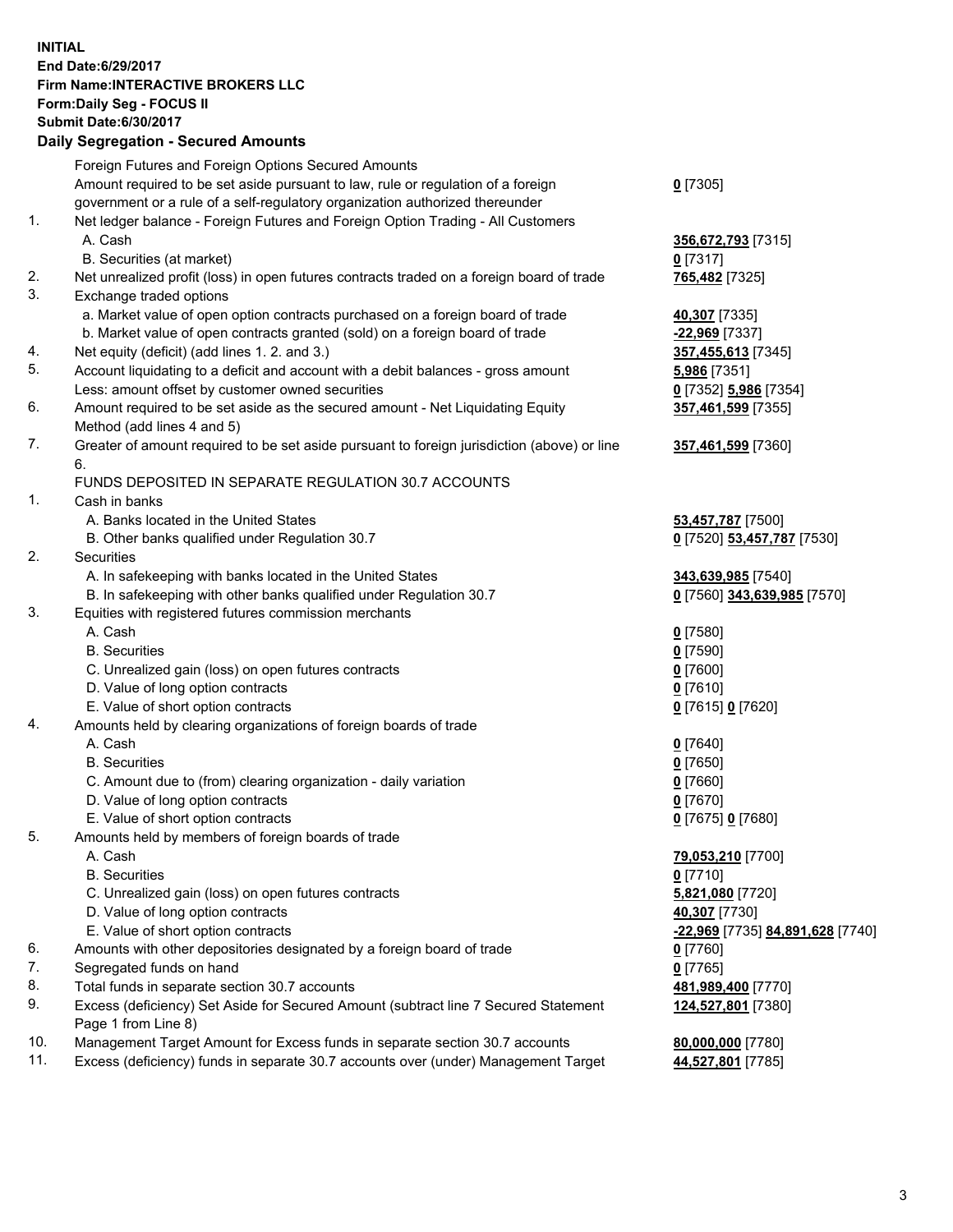**INITIAL**
**End Date:6/29/2017**
**Firm Name:INTERACTIVE BROKERS LLC**
**Form:Daily Seg - FOCUS II**
**Submit Date:6/30/2017**

## Daily Segregation - Secured Amounts

| | | |
|---|---|---|
| | Foreign Futures and Foreign Options Secured Amounts | |
| | Amount required to be set aside pursuant to law, rule or regulation of a foreign government or a rule of a self-regulatory organization authorized thereunder | **0** [7305] |
| 1. | Net ledger balance - Foreign Futures and Foreign Option Trading - All Customers | |
| | A. Cash | **356,672,793** [7315] |
| | B. Securities (at market) | **0** [7317] |
| 2. | Net unrealized profit (loss) in open futures contracts traded on a foreign board of trade | **765,482** [7325] |
| 3. | Exchange traded options | |
| | a. Market value of open option contracts purchased on a foreign board of trade | **40,307** [7335] |
| | b. Market value of open contracts granted (sold) on a foreign board of trade | **-22,969** [7337] |
| 4. | Net equity (deficit) (add lines 1. 2. and 3.) | **357,455,613** [7345] |
| 5. | Account liquidating to a deficit and account with a debit balances - gross amount | **5,986** [7351] |
| | Less: amount offset by customer owned securities | **0** [7352] **5,986** [7354] |
| 6. | Amount required to be set aside as the secured amount - Net Liquidating Equity Method (add lines 4 and 5) | **357,461,599** [7355] |
| 7. | Greater of amount required to be set aside pursuant to foreign jurisdiction (above) or line 6. | **357,461,599** [7360] |
| | FUNDS DEPOSITED IN SEPARATE REGULATION 30.7 ACCOUNTS | |
| 1. | Cash in banks | |
| | A. Banks located in the United States | **53,457,787** [7500] |
| | B. Other banks qualified under Regulation 30.7 | **0** [7520] **53,457,787** [7530] |
| 2. | Securities | |
| | A. In safekeeping with banks located in the United States | **343,639,985** [7540] |
| | B. In safekeeping with other banks qualified under Regulation 30.7 | **0** [7560] **343,639,985** [7570] |
| 3. | Equities with registered futures commission merchants | |
| | A. Cash | **0** [7580] |
| | B. Securities | **0** [7590] |
| | C. Unrealized gain (loss) on open futures contracts | **0** [7600] |
| | D. Value of long option contracts | **0** [7610] |
| | E. Value of short option contracts | **0** [7615] **0** [7620] |
| 4. | Amounts held by clearing organizations of foreign boards of trade | |
| | A. Cash | **0** [7640] |
| | B. Securities | **0** [7650] |
| | C. Amount due to (from) clearing organization - daily variation | **0** [7660] |
| | D. Value of long option contracts | **0** [7670] |
| | E. Value of short option contracts | **0** [7675] **0** [7680] |
| 5. | Amounts held by members of foreign boards of trade | |
| | A. Cash | **79,053,210** [7700] |
| | B. Securities | **0** [7710] |
| | C. Unrealized gain (loss) on open futures contracts | **5,821,080** [7720] |
| | D. Value of long option contracts | **40,307** [7730] |
| | E. Value of short option contracts | **-22,969** [7735] **84,891,628** [7740] |
| 6. | Amounts with other depositories designated by a foreign board of trade | **0** [7760] |
| 7. | Segregated funds on hand | **0** [7765] |
| 8. | Total funds in separate section 30.7 accounts | **481,989,400** [7770] |
| 9. | Excess (deficiency) Set Aside for Secured Amount (subtract line 7 Secured Statement Page 1 from Line 8) | **124,527,801** [7380] |
| 10. | Management Target Amount for Excess funds in separate section 30.7 accounts | **80,000,000** [7780] |
| 11. | Excess (deficiency) funds in separate 30.7 accounts over (under) Management Target | **44,527,801** [7785] |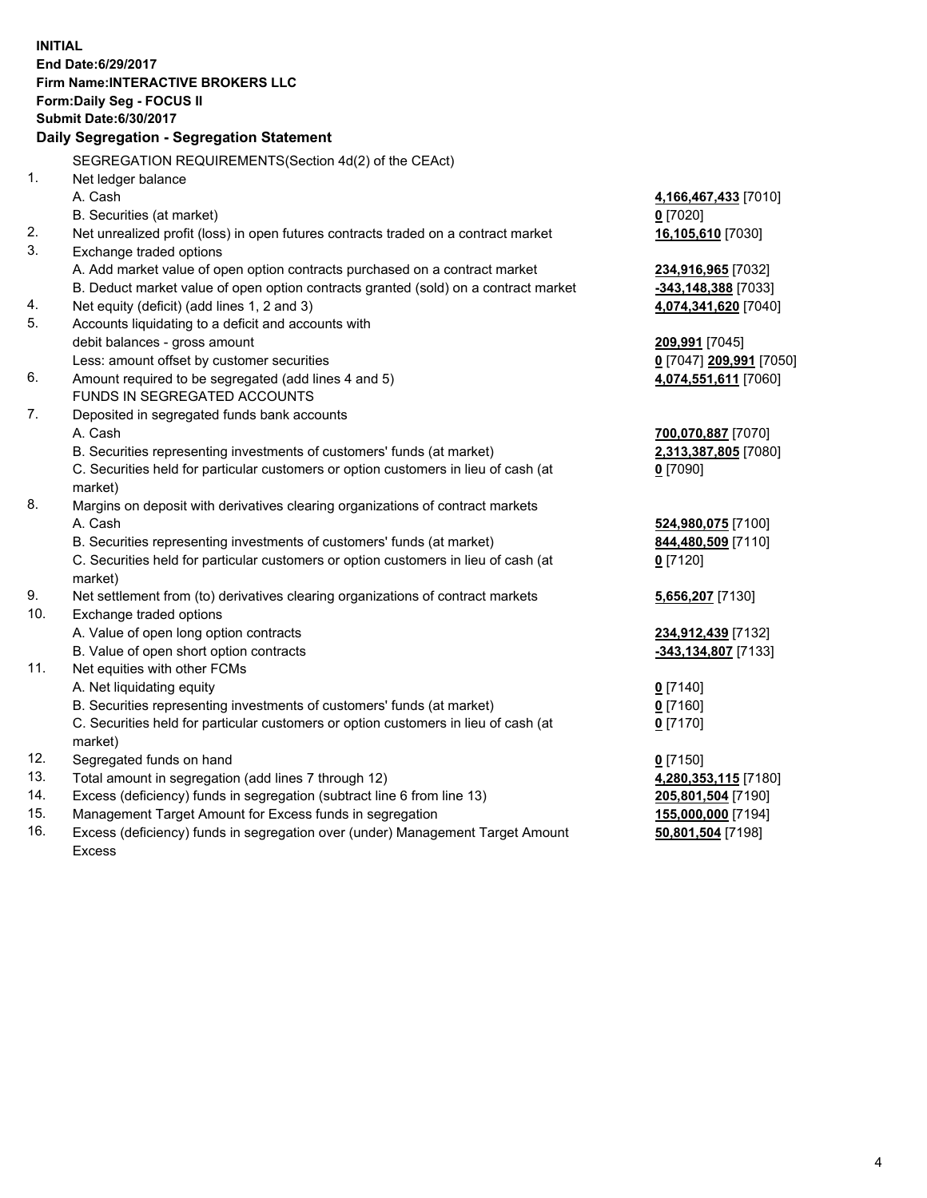**INITIAL**
**End Date:6/29/2017**
**Firm Name:INTERACTIVE BROKERS LLC**
**Form:Daily Seg - FOCUS II**
**Submit Date:6/30/2017**

## Daily Segregation - Segregation Statement

| | SEGREGATION REQUIREMENTS(Section 4d(2) of the CEAct) | |
|---|---|---|
| 1. | Net ledger balance | |
| | A. Cash | **4,166,467,433** [7010] |
| | B. Securities (at market) | **0** [7020] |
| 2. | Net unrealized profit (loss) in open futures contracts traded on a contract market | **16,105,610** [7030] |
| 3. | Exchange traded options | |
| | A. Add market value of open option contracts purchased on a contract market | **234,916,965** [7032] |
| | B. Deduct market value of open option contracts granted (sold) on a contract market | **-343,148,388** [7033] |
| 4. | Net equity (deficit) (add lines 1, 2 and 3) | **4,074,341,620** [7040] |
| 5. | Accounts liquidating to a deficit and accounts with | |
| | debit balances - gross amount | **209,991** [7045] |
| | Less: amount offset by customer securities | **0** [7047] **209,991** [7050] |
| 6. | Amount required to be segregated (add lines 4 and 5) | **4,074,551,611** [7060] |
| | FUNDS IN SEGREGATED ACCOUNTS | |
| 7. | Deposited in segregated funds bank accounts | |
| | A. Cash | **700,070,887** [7070] |
| | B. Securities representing investments of customers' funds (at market) | **2,313,387,805** [7080] |
| | C. Securities held for particular customers or option customers in lieu of cash (at market) | **0** [7090] |
| 8. | Margins on deposit with derivatives clearing organizations of contract markets | |
| | A. Cash | **524,980,075** [7100] |
| | B. Securities representing investments of customers' funds (at market) | **844,480,509** [7110] |
| | C. Securities held for particular customers or option customers in lieu of cash (at market) | **0** [7120] |
| 9. | Net settlement from (to) derivatives clearing organizations of contract markets | **5,656,207** [7130] |
| 10. | Exchange traded options | |
| | A. Value of open long option contracts | **234,912,439** [7132] |
| | B. Value of open short option contracts | **-343,134,807** [7133] |
| 11. | Net equities with other FCMs | |
| | A. Net liquidating equity | **0** [7140] |
| | B. Securities representing investments of customers' funds (at market) | **0** [7160] |
| | C. Securities held for particular customers or option customers in lieu of cash (at market) | **0** [7170] |
| 12. | Segregated funds on hand | **0** [7150] |
| 13. | Total amount in segregation (add lines 7 through 12) | **4,280,353,115** [7180] |
| 14. | Excess (deficiency) funds in segregation (subtract line 6 from line 13) | **205,801,504** [7190] |
| 15. | Management Target Amount for Excess funds in segregation | **155,000,000** [7194] |
| 16. | Excess (deficiency) funds in segregation over (under) Management Target Amount Excess | **50,801,504** [7198] |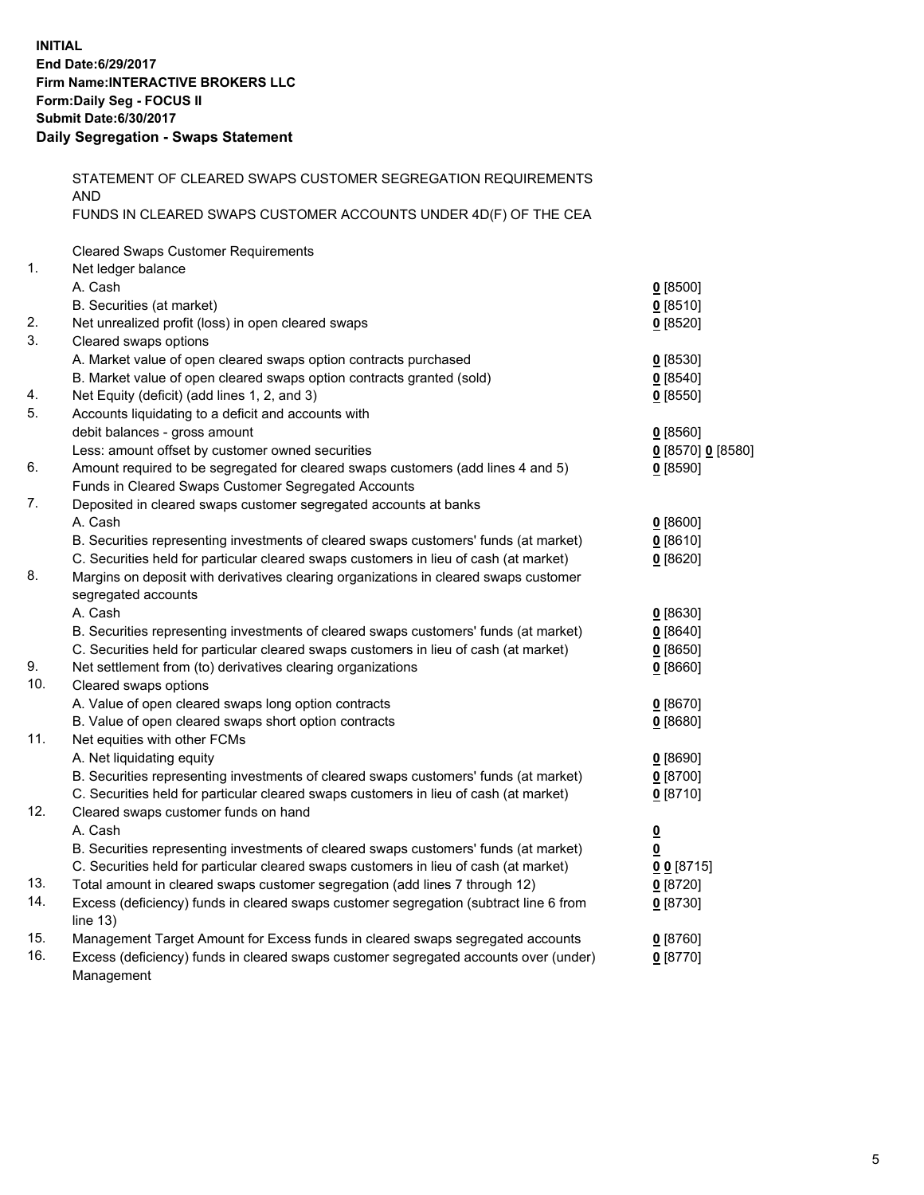**INITIAL**
**End Date:6/29/2017**
**Firm Name:INTERACTIVE BROKERS LLC**
**Form:Daily Seg - FOCUS II**
**Submit Date:6/30/2017**
**Daily Segregation - Swaps Statement**

STATEMENT OF CLEARED SWAPS CUSTOMER SEGREGATION REQUIREMENTS
AND
FUNDS IN CLEARED SWAPS CUSTOMER ACCOUNTS UNDER 4D(F) OF THE CEA

| | | |
|---|---|---|
| | Cleared Swaps Customer Requirements | |
| 1. | Net ledger balance | |
| | A. Cash | 0 [8500] |
| | B. Securities (at market) | 0 [8510] |
| 2. | Net unrealized profit (loss) in open cleared swaps | 0 [8520] |
| 3. | Cleared swaps options | |
| | A. Market value of open cleared swaps option contracts purchased | 0 [8530] |
| | B. Market value of open cleared swaps option contracts granted (sold) | 0 [8540] |
| 4. | Net Equity (deficit) (add lines 1, 2, and 3) | 0 [8550] |
| 5. | Accounts liquidating to a deficit and accounts with | |
| | debit balances - gross amount | 0 [8560] |
| | Less: amount offset by customer owned securities | 0 [8570] 0 [8580] |
| 6. | Amount required to be segregated for cleared swaps customers (add lines 4 and 5) | 0 [8590] |
| | Funds in Cleared Swaps Customer Segregated Accounts | |
| 7. | Deposited in cleared swaps customer segregated accounts at banks | |
| | A. Cash | 0 [8600] |
| | B. Securities representing investments of cleared swaps customers' funds (at market) | 0 [8610] |
| | C. Securities held for particular cleared swaps customers in lieu of cash (at market) | 0 [8620] |
| 8. | Margins on deposit with derivatives clearing organizations in cleared swaps customer segregated accounts | |
| | A. Cash | 0 [8630] |
| | B. Securities representing investments of cleared swaps customers' funds (at market) | 0 [8640] |
| | C. Securities held for particular cleared swaps customers in lieu of cash (at market) | 0 [8650] |
| 9. | Net settlement from (to) derivatives clearing organizations | 0 [8660] |
| 10. | Cleared swaps options | |
| | A. Value of open cleared swaps long option contracts | 0 [8670] |
| | B. Value of open cleared swaps short option contracts | 0 [8680] |
| 11. | Net equities with other FCMs | |
| | A. Net liquidating equity | 0 [8690] |
| | B. Securities representing investments of cleared swaps customers' funds (at market) | 0 [8700] |
| | C. Securities held for particular cleared swaps customers in lieu of cash (at market) | 0 [8710] |
| 12. | Cleared swaps customer funds on hand | |
| | A. Cash | 0 |
| | B. Securities representing investments of cleared swaps customers' funds (at market) | 0 |
| | C. Securities held for particular cleared swaps customers in lieu of cash (at market) | 0 0 [8715] |
| 13. | Total amount in cleared swaps customer segregation (add lines 7 through 12) | 0 [8720] |
| 14. | Excess (deficiency) funds in cleared swaps customer segregation (subtract line 6 from line 13) | 0 [8730] |
| 15. | Management Target Amount for Excess funds in cleared swaps segregated accounts | 0 [8760] |
| 16. | Excess (deficiency) funds in cleared swaps customer segregated accounts over (under) Management | 0 [8770] |